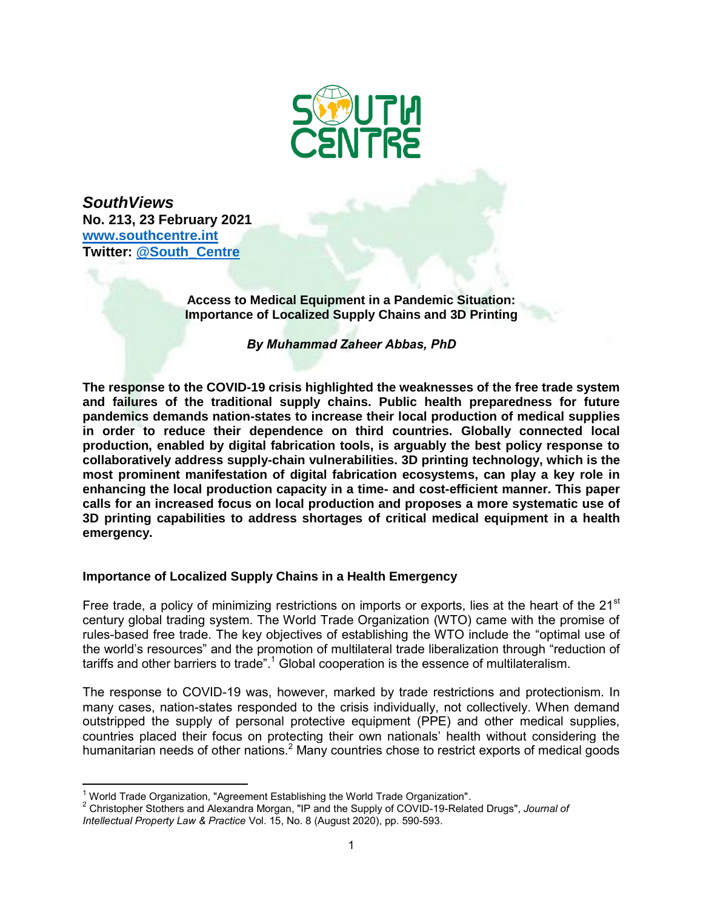*SouthViews*
**No. 213, 23 February 2021**
**[www.southcentre.int](http://www.southcentre.int)**
**Twitter: [@South_Centre](https://twitter.com/South_Centre)**

# Access to Medical Equipment in a Pandemic Situation: Importance of Localized Supply Chains and 3D Printing

***By Muhammad Zaheer Abbas, PhD***

**The response to the COVID-19 crisis highlighted the weaknesses of the free trade system and failures of the traditional supply chains. Public health preparedness for future pandemics demands nation-states to increase their local production of medical supplies in order to reduce their dependence on third countries. Globally connected local production, enabled by digital fabrication tools, is arguably the best policy response to collaboratively address supply-chain vulnerabilities. 3D printing technology, which is the most prominent manifestation of digital fabrication ecosystems, can play a key role in enhancing the local production capacity in a time- and cost-efficient manner. This paper calls for an increased focus on local production and proposes a more systematic use of 3D printing capabilities to address shortages of critical medical equipment in a health emergency.**

## Importance of Localized Supply Chains in a Health Emergency

Free trade, a policy of minimizing restrictions on imports or exports, lies at the heart of the 21st century global trading system. The World Trade Organization (WTO) came with the promise of rules-based free trade. The key objectives of establishing the WTO include the "optimal use of the world's resources" and the promotion of multilateral trade liberalization through "reduction of tariffs and other barriers to trade".[1] Global cooperation is the essence of multilateralism.

The response to COVID-19 was, however, marked by trade restrictions and protectionism. In many cases, nation-states responded to the crisis individually, not collectively. When demand outstripped the supply of personal protective equipment (PPE) and other medical supplies, countries placed their focus on protecting their own nationals' health without considering the humanitarian needs of other nations.[2] Many countries chose to restrict exports of medical goods

[1] World Trade Organization, "Agreement Establishing the World Trade Organization".
[2] Christopher Stothers and Alexandra Morgan, "IP and the Supply of COVID-19-Related Drugs", *Journal of Intellectual Property Law & Practice* Vol. 15, No. 8 (August 2020), pp. 590-593.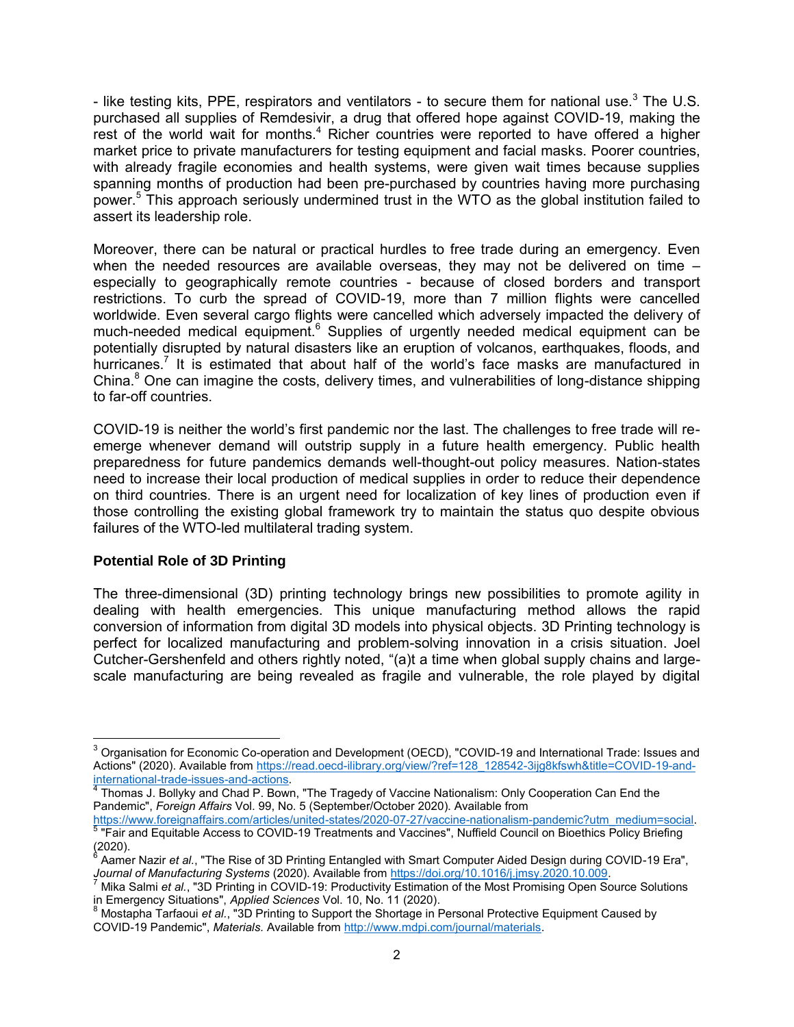- like testing kits, PPE, respirators and ventilators - to secure them for national use.[3] The U.S. purchased all supplies of Remdesivir, a drug that offered hope against COVID-19, making the rest of the world wait for months.[4] Richer countries were reported to have offered a higher market price to private manufacturers for testing equipment and facial masks. Poorer countries, with already fragile economies and health systems, were given wait times because supplies spanning months of production had been pre-purchased by countries having more purchasing power.[5] This approach seriously undermined trust in the WTO as the global institution failed to assert its leadership role.

Moreover, there can be natural or practical hurdles to free trade during an emergency. Even when the needed resources are available overseas, they may not be delivered on time – especially to geographically remote countries - because of closed borders and transport restrictions. To curb the spread of COVID-19, more than 7 million flights were cancelled worldwide. Even several cargo flights were cancelled which adversely impacted the delivery of much-needed medical equipment.[6] Supplies of urgently needed medical equipment can be potentially disrupted by natural disasters like an eruption of volcanos, earthquakes, floods, and hurricanes.[7] It is estimated that about half of the world's face masks are manufactured in China.[8] One can imagine the costs, delivery times, and vulnerabilities of long-distance shipping to far-off countries.

COVID-19 is neither the world's first pandemic nor the last. The challenges to free trade will re-emerge whenever demand will outstrip supply in a future health emergency. Public health preparedness for future pandemics demands well-thought-out policy measures. Nation-states need to increase their local production of medical supplies in order to reduce their dependence on third countries. There is an urgent need for localization of key lines of production even if those controlling the existing global framework try to maintain the status quo despite obvious failures of the WTO-led multilateral trading system.

**Potential Role of 3D Printing**

The three-dimensional (3D) printing technology brings new possibilities to promote agility in dealing with health emergencies. This unique manufacturing method allows the rapid conversion of information from digital 3D models into physical objects. 3D Printing technology is perfect for localized manufacturing and problem-solving innovation in a crisis situation. Joel Cutcher-Gershenfeld and others rightly noted, "(a)t a time when global supply chains and large-scale manufacturing are being revealed as fragile and vulnerable, the role played by digital

---

[3] Organisation for Economic Co-operation and Development (OECD), "COVID-19 and International Trade: Issues and Actions" (2020). Available from https://read.oecd-ilibrary.org/view/?ref=128_128542-3ijg8kfswh&title=COVID-19-and-international-trade-issues-and-actions.

[4] Thomas J. Bollyky and Chad P. Bown, "The Tragedy of Vaccine Nationalism: Only Cooperation Can End the Pandemic", *Foreign Affairs* Vol. 99, No. 5 (September/October 2020). Available from https://www.foreignaffairs.com/articles/united-states/2020-07-27/vaccine-nationalism-pandemic?utm_medium=social.

[5] "Fair and Equitable Access to COVID-19 Treatments and Vaccines", Nuffield Council on Bioethics Policy Briefing (2020).

[6] Aamer Nazir *et al.*, "The Rise of 3D Printing Entangled with Smart Computer Aided Design during COVID-19 Era", *Journal of Manufacturing Systems* (2020). Available from https://doi.org/10.1016/j.jmsy.2020.10.009.

[7] Mika Salmi *et al.*, "3D Printing in COVID-19: Productivity Estimation of the Most Promising Open Source Solutions in Emergency Situations", *Applied Sciences* Vol. 10, No. 11 (2020).

[8] Mostapha Tarfaoui *et al.*, "3D Printing to Support the Shortage in Personal Protective Equipment Caused by COVID-19 Pandemic", *Materials.* Available from http://www.mdpi.com/journal/materials.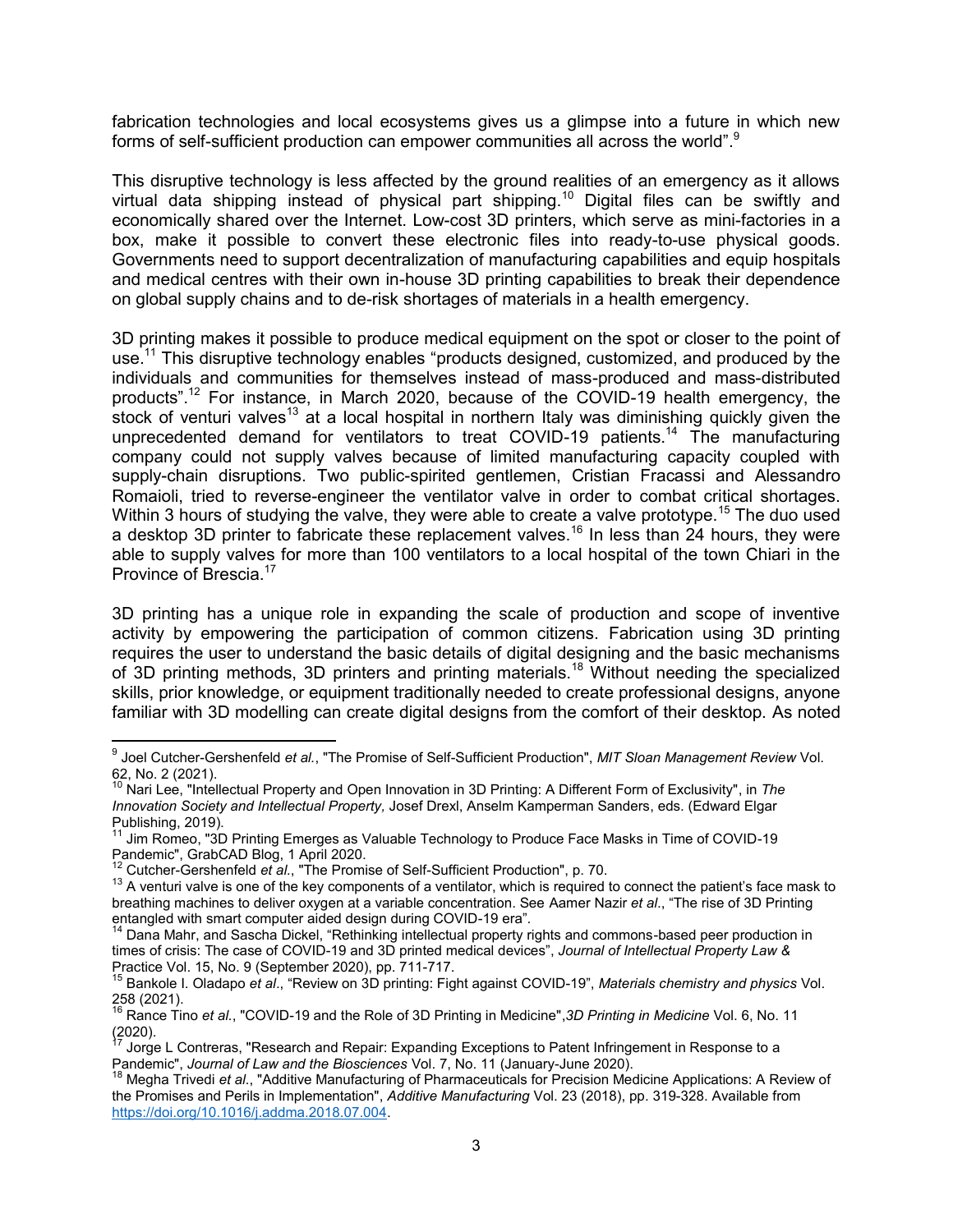fabrication technologies and local ecosystems gives us a glimpse into a future in which new forms of self-sufficient production can empower communities all across the world".[9]

This disruptive technology is less affected by the ground realities of an emergency as it allows virtual data shipping instead of physical part shipping.[10] Digital files can be swiftly and economically shared over the Internet. Low-cost 3D printers, which serve as mini-factories in a box, make it possible to convert these electronic files into ready-to-use physical goods. Governments need to support decentralization of manufacturing capabilities and equip hospitals and medical centres with their own in-house 3D printing capabilities to break their dependence on global supply chains and to de-risk shortages of materials in a health emergency.

3D printing makes it possible to produce medical equipment on the spot or closer to the point of use.[11] This disruptive technology enables "products designed, customized, and produced by the individuals and communities for themselves instead of mass-produced and mass-distributed products".[12] For instance, in March 2020, because of the COVID-19 health emergency, the stock of venturi valves[13] at a local hospital in northern Italy was diminishing quickly given the unprecedented demand for ventilators to treat COVID-19 patients.[14] The manufacturing company could not supply valves because of limited manufacturing capacity coupled with supply-chain disruptions. Two public-spirited gentlemen, Cristian Fracassi and Alessandro Romaioli, tried to reverse-engineer the ventilator valve in order to combat critical shortages. Within 3 hours of studying the valve, they were able to create a valve prototype.[15] The duo used a desktop 3D printer to fabricate these replacement valves.[16] In less than 24 hours, they were able to supply valves for more than 100 ventilators to a local hospital of the town Chiari in the Province of Brescia.[17]

3D printing has a unique role in expanding the scale of production and scope of inventive activity by empowering the participation of common citizens. Fabrication using 3D printing requires the user to understand the basic details of digital designing and the basic mechanisms of 3D printing methods, 3D printers and printing materials.[18] Without needing the specialized skills, prior knowledge, or equipment traditionally needed to create professional designs, anyone familiar with 3D modelling can create digital designs from the comfort of their desktop. As noted

---

[9] Joel Cutcher-Gershenfeld *et al.*, "The Promise of Self-Sufficient Production", *MIT Sloan Management Review* Vol. 62, No. 2 (2021).

[10] Nari Lee, "Intellectual Property and Open Innovation in 3D Printing: A Different Form of Exclusivity", in *The Innovation Society and Intellectual Property,* Josef Drexl, Anselm Kamperman Sanders, eds. (Edward Elgar Publishing, 2019).

[11] Jim Romeo, "3D Printing Emerges as Valuable Technology to Produce Face Masks in Time of COVID-19 Pandemic", GrabCAD Blog, 1 April 2020.

[12] Cutcher-Gershenfeld *et al.*, "The Promise of Self-Sufficient Production", p. 70.

[13] A venturi valve is one of the key components of a ventilator, which is required to connect the patient's face mask to breathing machines to deliver oxygen at a variable concentration. See Aamer Nazir *et al*., "The rise of 3D Printing entangled with smart computer aided design during COVID-19 era".

[14] Dana Mahr, and Sascha Dickel, "Rethinking intellectual property rights and commons-based peer production in times of crisis: The case of COVID-19 and 3D printed medical devices", *Journal of Intellectual Property Law & Practice* Vol. 15, No. 9 (September 2020), pp. 711-717.

[15] Bankole I. Oladapo *et al*., "Review on 3D printing: Fight against COVID-19", *Materials chemistry and physics* Vol. 258 (2021).

[16] Rance Tino *et al.*, "COVID-19 and the Role of 3D Printing in Medicine",*3D Printing in Medicine* Vol. 6, No. 11 (2020).

[17] Jorge L Contreras, "Research and Repair: Expanding Exceptions to Patent Infringement in Response to a Pandemic", *Journal of Law and the Biosciences* Vol. 7, No. 11 (January-June 2020).

[18] Megha Trivedi *et al.*, "Additive Manufacturing of Pharmaceuticals for Precision Medicine Applications: A Review of the Promises and Perils in Implementation", *Additive Manufacturing* Vol. 23 (2018), pp. 319-328. Available from https://doi.org/10.1016/j.addma.2018.07.004.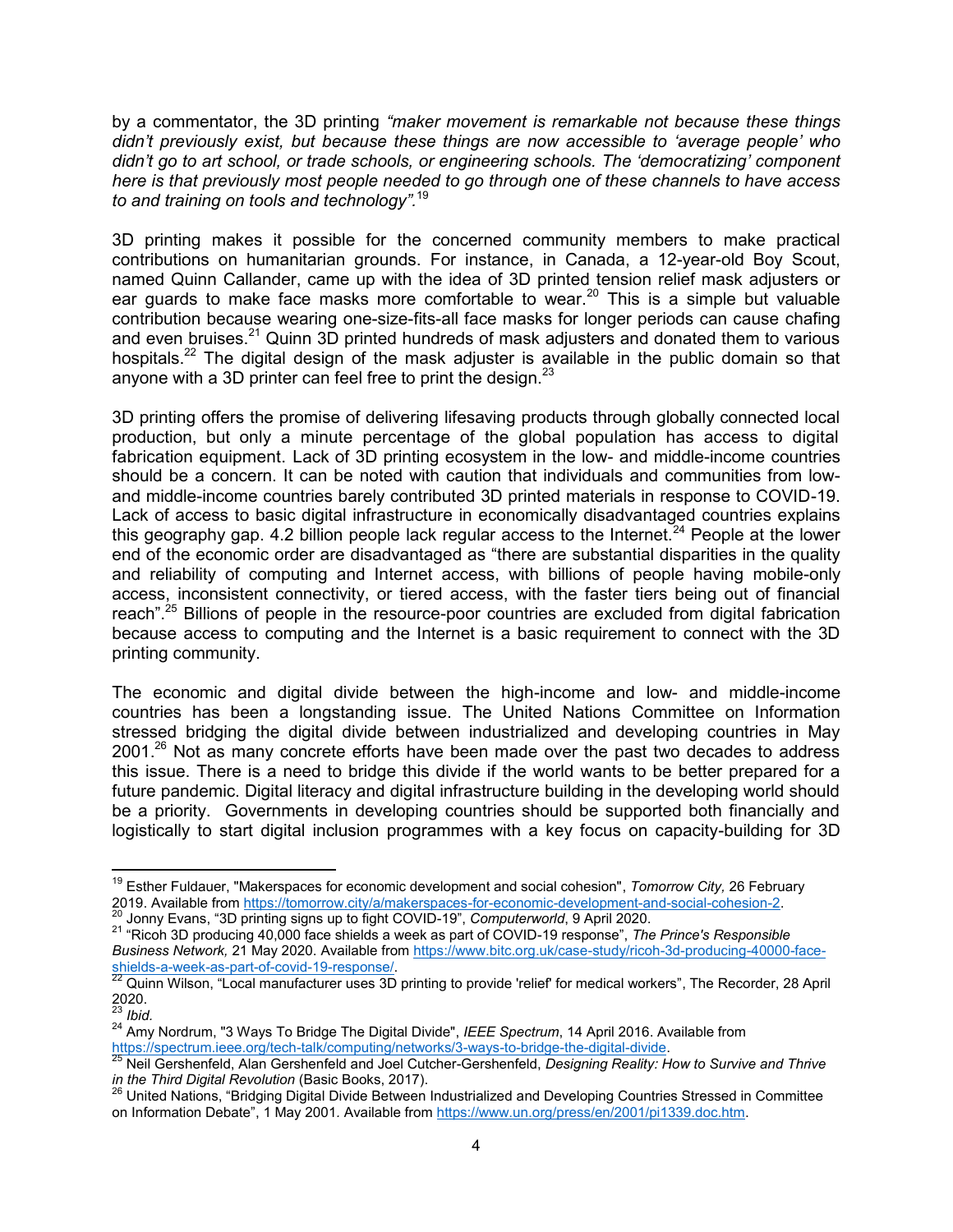by a commentator, the 3D printing *"maker movement is remarkable not because these things didn't previously exist, but because these things are now accessible to 'average people' who didn't go to art school, or trade schools, or engineering schools. The 'democratizing' component here is that previously most people needed to go through one of these channels to have access to and training on tools and technology".*[19]

3D printing makes it possible for the concerned community members to make practical contributions on humanitarian grounds. For instance, in Canada, a 12-year-old Boy Scout, named Quinn Callander, came up with the idea of 3D printed tension relief mask adjusters or ear guards to make face masks more comfortable to wear.[20] This is a simple but valuable contribution because wearing one-size-fits-all face masks for longer periods can cause chafing and even bruises.[21] Quinn 3D printed hundreds of mask adjusters and donated them to various hospitals.[22] The digital design of the mask adjuster is available in the public domain so that anyone with a 3D printer can feel free to print the design.[23]

3D printing offers the promise of delivering lifesaving products through globally connected local production, but only a minute percentage of the global population has access to digital fabrication equipment. Lack of 3D printing ecosystem in the low- and middle-income countries should be a concern. It can be noted with caution that individuals and communities from low- and middle-income countries barely contributed 3D printed materials in response to COVID-19. Lack of access to basic digital infrastructure in economically disadvantaged countries explains this geography gap. 4.2 billion people lack regular access to the Internet.[24] People at the lower end of the economic order are disadvantaged as "there are substantial disparities in the quality and reliability of computing and Internet access, with billions of people having mobile-only access, inconsistent connectivity, or tiered access, with the faster tiers being out of financial reach".[25] Billions of people in the resource-poor countries are excluded from digital fabrication because access to computing and the Internet is a basic requirement to connect with the 3D printing community.

The economic and digital divide between the high-income and low- and middle-income countries has been a longstanding issue. The United Nations Committee on Information stressed bridging the digital divide between industrialized and developing countries in May 2001.[26] Not as many concrete efforts have been made over the past two decades to address this issue. There is a need to bridge this divide if the world wants to be better prepared for a future pandemic. Digital literacy and digital infrastructure building in the developing world should be a priority. Governments in developing countries should be supported both financially and logistically to start digital inclusion programmes with a key focus on capacity-building for 3D

---

[19] Esther Fuldauer, "Makerspaces for economic development and social cohesion", *Tomorrow City,* 26 February 2019. Available from https://tomorrow.city/a/makerspaces-for-economic-development-and-social-cohesion-2.

[20] Jonny Evans, "3D printing signs up to fight COVID-19", *Computerworld*, 9 April 2020.

[21] "Ricoh 3D producing 40,000 face shields a week as part of COVID-19 response", *The Prince's Responsible Business Network,* 21 May 2020. Available from https://www.bitc.org.uk/case-study/ricoh-3d-producing-40000-face-shields-a-week-as-part-of-covid-19-response/.

[22] Quinn Wilson, "Local manufacturer uses 3D printing to provide 'relief' for medical workers", The Recorder, 28 April 2020.

[23] *Ibid.*

[24] Amy Nordrum, "3 Ways To Bridge The Digital Divide", *IEEE Spectrum*, 14 April 2016. Available from https://spectrum.ieee.org/tech-talk/computing/networks/3-ways-to-bridge-the-digital-divide.

[25] Neil Gershenfeld, Alan Gershenfeld and Joel Cutcher-Gershenfeld, *Designing Reality: How to Survive and Thrive in the Third Digital Revolution* (Basic Books, 2017).

[26] United Nations, "Bridging Digital Divide Between Industrialized and Developing Countries Stressed in Committee on Information Debate", 1 May 2001. Available from https://www.un.org/press/en/2001/pi1339.doc.htm.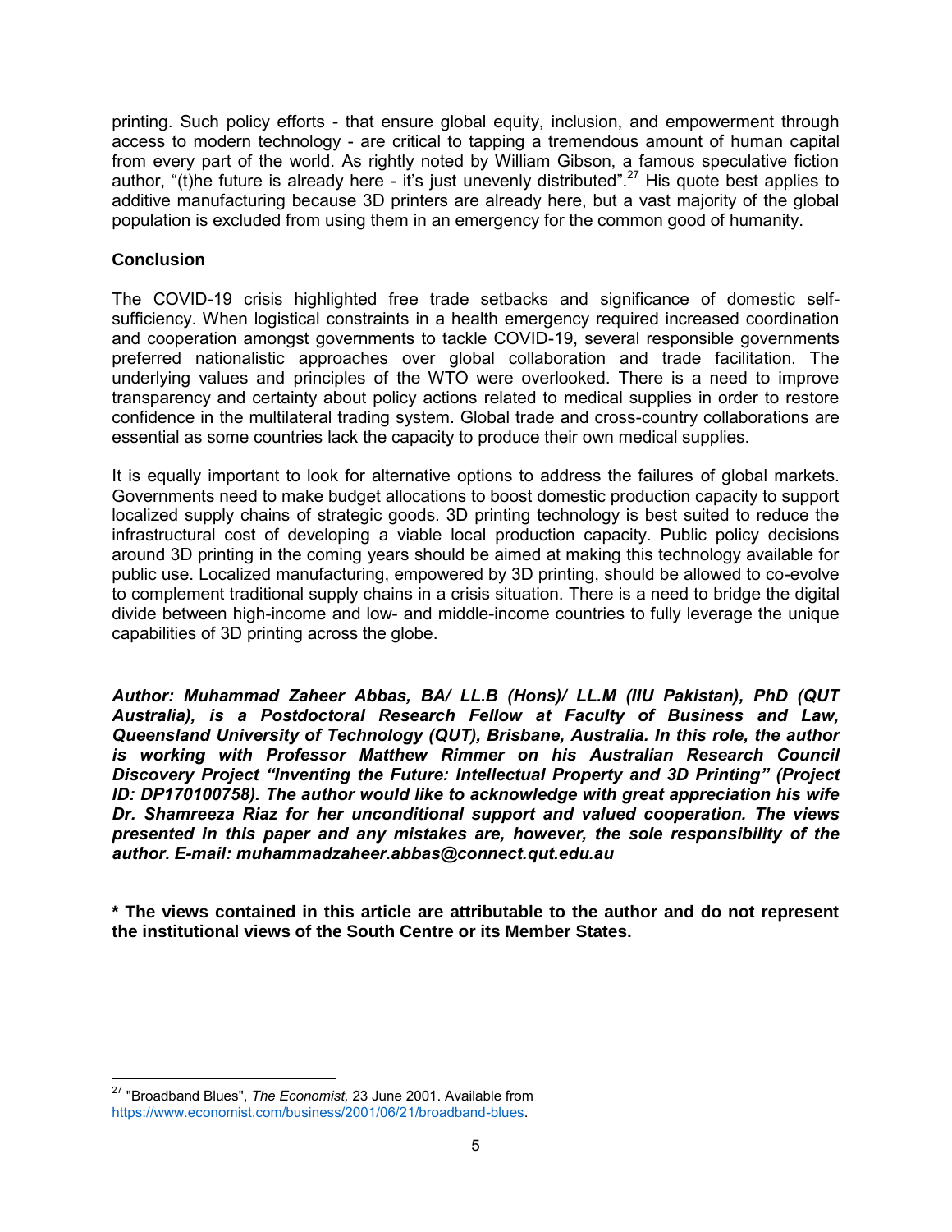printing. Such policy efforts - that ensure global equity, inclusion, and empowerment through access to modern technology - are critical to tapping a tremendous amount of human capital from every part of the world. As rightly noted by William Gibson, a famous speculative fiction author, "(t)he future is already here - it's just unevenly distributed".[27] His quote best applies to additive manufacturing because 3D printers are already here, but a vast majority of the global population is excluded from using them in an emergency for the common good of humanity.

## Conclusion

The COVID-19 crisis highlighted free trade setbacks and significance of domestic self-sufficiency. When logistical constraints in a health emergency required increased coordination and cooperation amongst governments to tackle COVID-19, several responsible governments preferred nationalistic approaches over global collaboration and trade facilitation. The underlying values and principles of the WTO were overlooked. There is a need to improve transparency and certainty about policy actions related to medical supplies in order to restore confidence in the multilateral trading system. Global trade and cross-country collaborations are essential as some countries lack the capacity to produce their own medical supplies.

It is equally important to look for alternative options to address the failures of global markets. Governments need to make budget allocations to boost domestic production capacity to support localized supply chains of strategic goods. 3D printing technology is best suited to reduce the infrastructural cost of developing a viable local production capacity. Public policy decisions around 3D printing in the coming years should be aimed at making this technology available for public use. Localized manufacturing, empowered by 3D printing, should be allowed to co-evolve to complement traditional supply chains in a crisis situation. There is a need to bridge the digital divide between high-income and low- and middle-income countries to fully leverage the unique capabilities of 3D printing across the globe.

***Author: Muhammad Zaheer Abbas, BA/ LL.B (Hons)/ LL.M (IIU Pakistan), PhD (QUT Australia), is a Postdoctoral Research Fellow at Faculty of Business and Law, Queensland University of Technology (QUT), Brisbane, Australia. In this role, the author is working with Professor Matthew Rimmer on his Australian Research Council Discovery Project "Inventing the Future: Intellectual Property and 3D Printing" (Project ID: DP170100758). The author would like to acknowledge with great appreciation his wife Dr. Shamreeza Riaz for her unconditional support and valued cooperation. The views presented in this paper and any mistakes are, however, the sole responsibility of the author. E-mail: muhammadzaheer.abbas@connect.qut.edu.au***

**\* The views contained in this article are attributable to the author and do not represent the institutional views of the South Centre or its Member States.**

---

[27] "Broadband Blues", *The Economist,* 23 June 2001. Available from https://www.economist.com/business/2001/06/21/broadband-blues.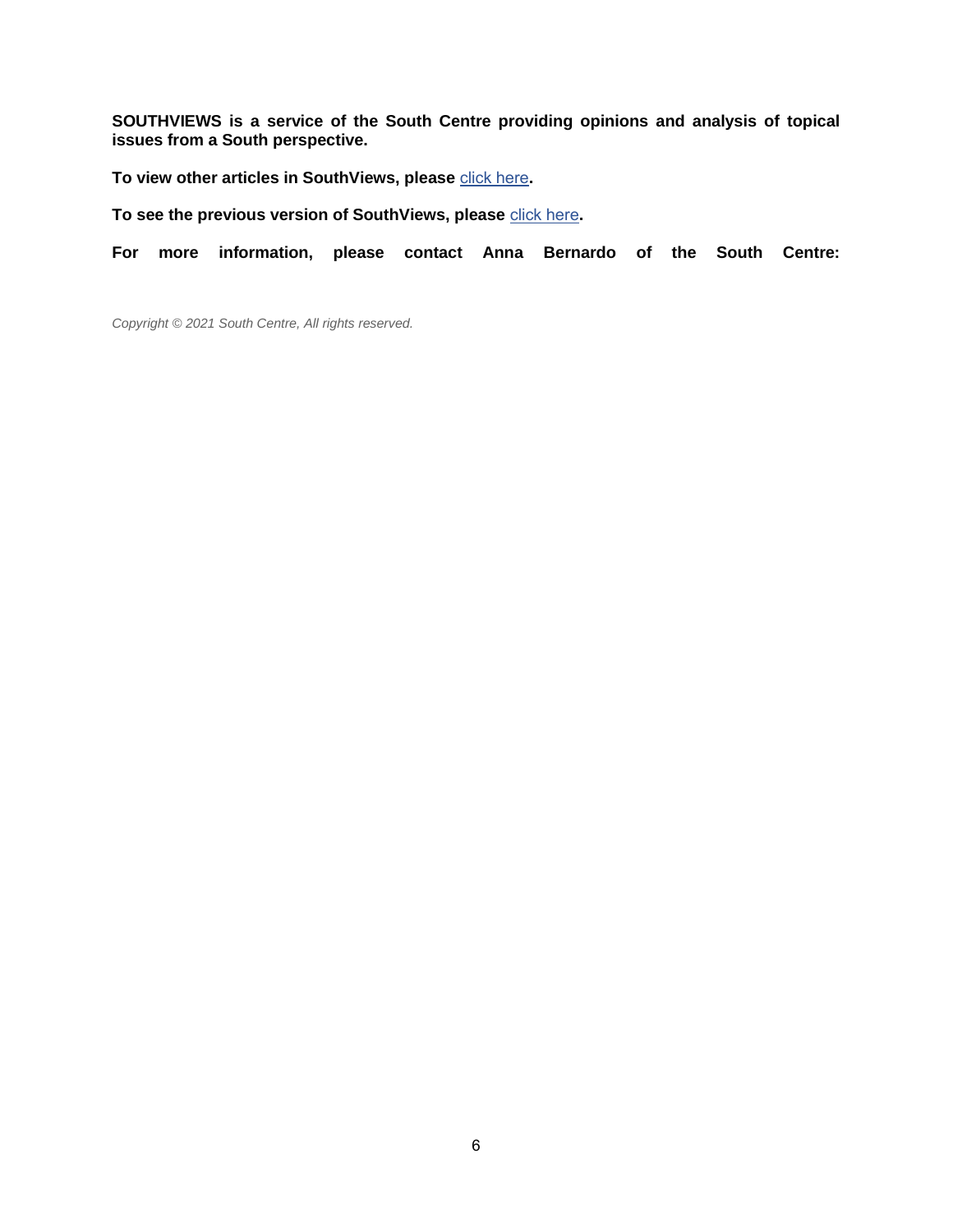**SOUTHVIEWS is a service of the South Centre providing opinions and analysis of topical issues from a South perspective.**

**To view other articles in SouthViews, please** click here**.**

**To see the previous version of SouthViews, please** click here**.**

**For more information, please contact Anna Bernardo of the South Centre:**

*Copyright © 2021 South Centre, All rights reserved.*